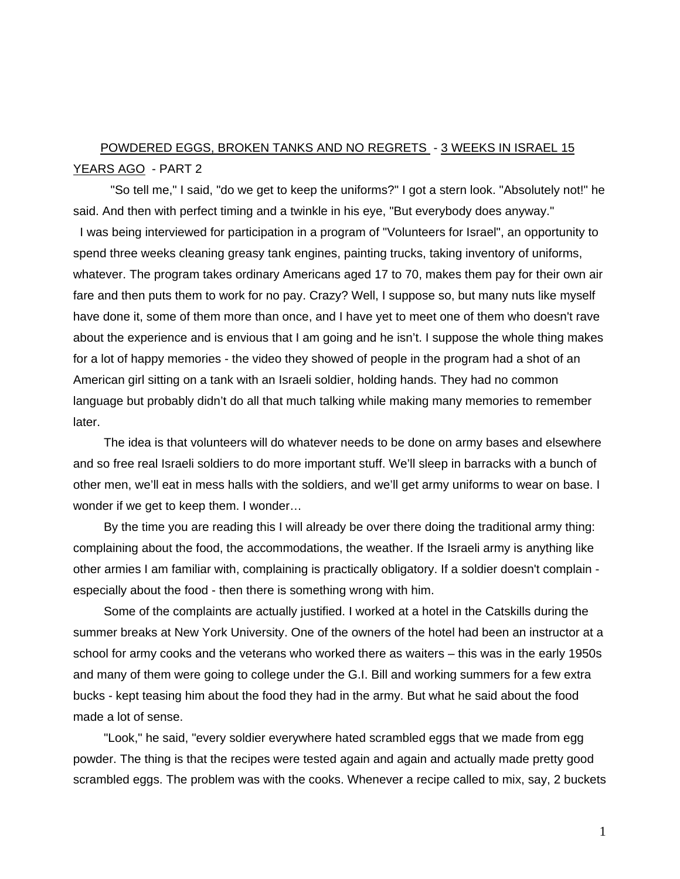<u>POWDERED EGGS, BROKEN TANKS AND NO REGRETS</u> - <u>3 WEEKS IN ISRAEL 15 YEARS AGO</u> - PART 2

"So tell me," I said, "do we get to keep the uniforms?" I got a stern look. "Absolutely not!" he said. And then with perfect timing and a twinkle in his eye, "But everybody does anyway."

I was being interviewed for participation in a program of "Volunteers for Israel", an opportunity to spend three weeks cleaning greasy tank engines, painting trucks, taking inventory of uniforms, whatever. The program takes ordinary Americans aged 17 to 70, makes them pay for their own air fare and then puts them to work for no pay. Crazy? Well, I suppose so, but many nuts like myself have done it, some of them more than once, and I have yet to meet one of them who doesn't rave about the experience and is envious that I am going and he isn't. I suppose the whole thing makes for a lot of happy memories - the video they showed of people in the program had a shot of an American girl sitting on a tank with an Israeli soldier, holding hands. They had no common language but probably didn't do all that much talking while making many memories to remember later.

The idea is that volunteers will do whatever needs to be done on army bases and elsewhere and so free real Israeli soldiers to do more important stuff. We'll sleep in barracks with a bunch of other men, we'll eat in mess halls with the soldiers, and we'll get army uniforms to wear on base. I wonder if we get to keep them. I wonder…

By the time you are reading this I will already be over there doing the traditional army thing: complaining about the food, the accommodations, the weather. If the Israeli army is anything like other armies I am familiar with, complaining is practically obligatory. If a soldier doesn't complain - especially about the food - then there is something wrong with him.

Some of the complaints are actually justified. I worked at a hotel in the Catskills during the summer breaks at New York University. One of the owners of the hotel had been an instructor at a school for army cooks and the veterans who worked there as waiters – this was in the early 1950s and many of them were going to college under the G.I. Bill and working summers for a few extra bucks - kept teasing him about the food they had in the army. But what he said about the food made a lot of sense.

"Look," he said, "every soldier everywhere hated scrambled eggs that we made from egg powder. The thing is that the recipes were tested again and again and actually made pretty good scrambled eggs. The problem was with the cooks. Whenever a recipe called to mix, say, 2 buckets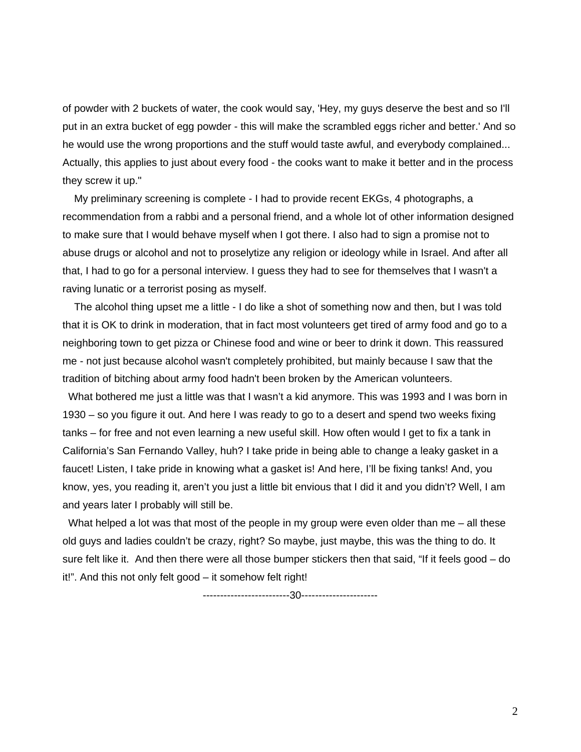of powder with 2 buckets of water, the cook would say, 'Hey, my guys deserve the best and so I'll put in an extra bucket of egg powder - this will make the scrambled eggs richer and better.' And so he would use the wrong proportions and the stuff would taste awful, and everybody complained... Actually, this applies to just about every food - the cooks want to make it better and in the process they screw it up."

My preliminary screening is complete - I had to provide recent EKGs, 4 photographs, a recommendation from a rabbi and a personal friend, and a whole lot of other information designed to make sure that I would behave myself when I got there. I also had to sign a promise not to abuse drugs or alcohol and not to proselytize any religion or ideology while in Israel. And after all that, I had to go for a personal interview. I guess they had to see for themselves that I wasn't a raving lunatic or a terrorist posing as myself.

The alcohol thing upset me a little - I do like a shot of something now and then, but I was told that it is OK to drink in moderation, that in fact most volunteers get tired of army food and go to a neighboring town to get pizza or Chinese food and wine or beer to drink it down. This reassured me - not just because alcohol wasn't completely prohibited, but mainly because I saw that the tradition of bitching about army food hadn't been broken by the American volunteers.

What bothered me just a little was that I wasn't a kid anymore. This was 1993 and I was born in 1930 – so you figure it out. And here I was ready to go to a desert and spend two weeks fixing tanks – for free and not even learning a new useful skill. How often would I get to fix a tank in California's San Fernando Valley, huh? I take pride in being able to change a leaky gasket in a faucet! Listen, I take pride in knowing what a gasket is! And here, I'll be fixing tanks! And, you know, yes, you reading it, aren't you just a little bit envious that I did it and you didn't? Well, I am and years later I probably will still be.

What helped a lot was that most of the people in my group were even older than me – all these old guys and ladies couldn't be crazy, right? So maybe, just maybe, this was the thing to do. It sure felt like it. And then there were all those bumper stickers then that said, "If it feels good – do it!". And this not only felt good – it somehow felt right!

-------------------------30----------------------